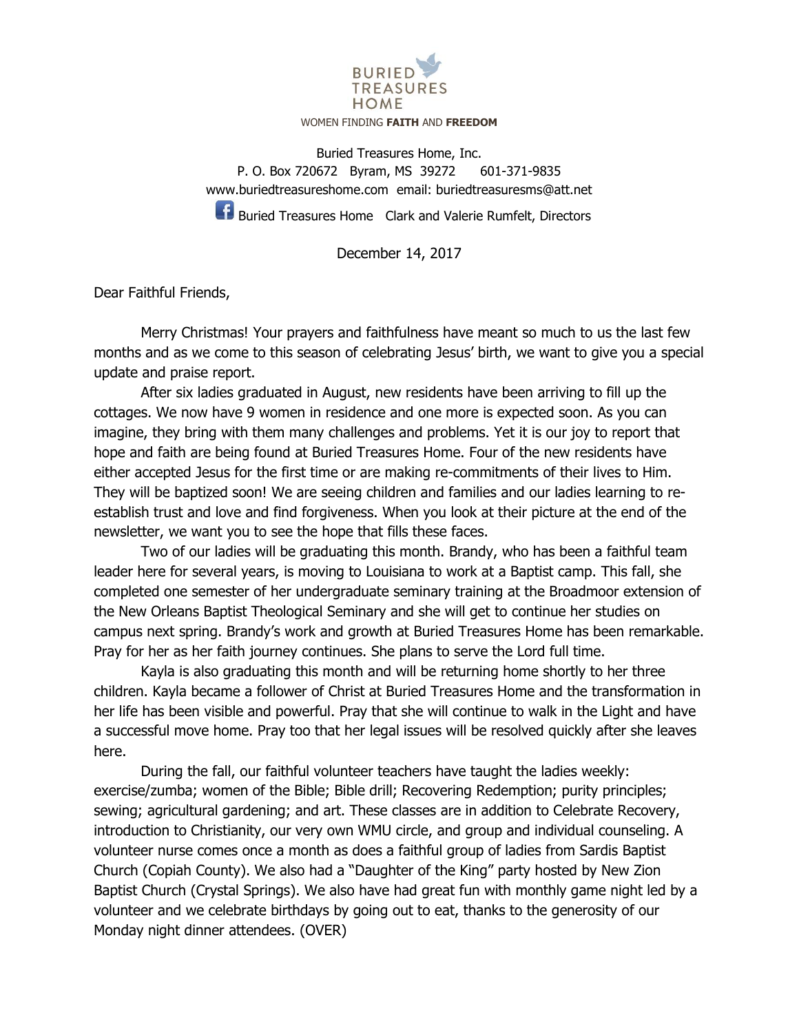BURIED TREASURES HOME

WOMEN FINDING **FAITH** AND **FREEDOM**

Buried Treasures Home, Inc.
P. O. Box 720672 Byram, MS 39272 601-371-9835
www.buriedtreasureshome.com email: buriedtreasuresms@att.net
Buried Treasures Home Clark and Valerie Rumfelt, Directors

December 14, 2017

Dear Faithful Friends,

Merry Christmas! Your prayers and faithfulness have meant so much to us the last few months and as we come to this season of celebrating Jesus' birth, we want to give you a special update and praise report.

After six ladies graduated in August, new residents have been arriving to fill up the cottages. We now have 9 women in residence and one more is expected soon. As you can imagine, they bring with them many challenges and problems. Yet it is our joy to report that hope and faith are being found at Buried Treasures Home. Four of the new residents have either accepted Jesus for the first time or are making re-commitments of their lives to Him. They will be baptized soon! We are seeing children and families and our ladies learning to re-establish trust and love and find forgiveness. When you look at their picture at the end of the newsletter, we want you to see the hope that fills these faces.

Two of our ladies will be graduating this month. Brandy, who has been a faithful team leader here for several years, is moving to Louisiana to work at a Baptist camp. This fall, she completed one semester of her undergraduate seminary training at the Broadmoor extension of the New Orleans Baptist Theological Seminary and she will get to continue her studies on campus next spring. Brandy's work and growth at Buried Treasures Home has been remarkable. Pray for her as her faith journey continues. She plans to serve the Lord full time.

Kayla is also graduating this month and will be returning home shortly to her three children. Kayla became a follower of Christ at Buried Treasures Home and the transformation in her life has been visible and powerful. Pray that she will continue to walk in the Light and have a successful move home. Pray too that her legal issues will be resolved quickly after she leaves here.

During the fall, our faithful volunteer teachers have taught the ladies weekly: exercise/zumba; women of the Bible; Bible drill; Recovering Redemption; purity principles; sewing; agricultural gardening; and art. These classes are in addition to Celebrate Recovery, introduction to Christianity, our very own WMU circle, and group and individual counseling. A volunteer nurse comes once a month as does a faithful group of ladies from Sardis Baptist Church (Copiah County). We also had a "Daughter of the King" party hosted by New Zion Baptist Church (Crystal Springs). We also have had great fun with monthly game night led by a volunteer and we celebrate birthdays by going out to eat, thanks to the generosity of our Monday night dinner attendees. (OVER)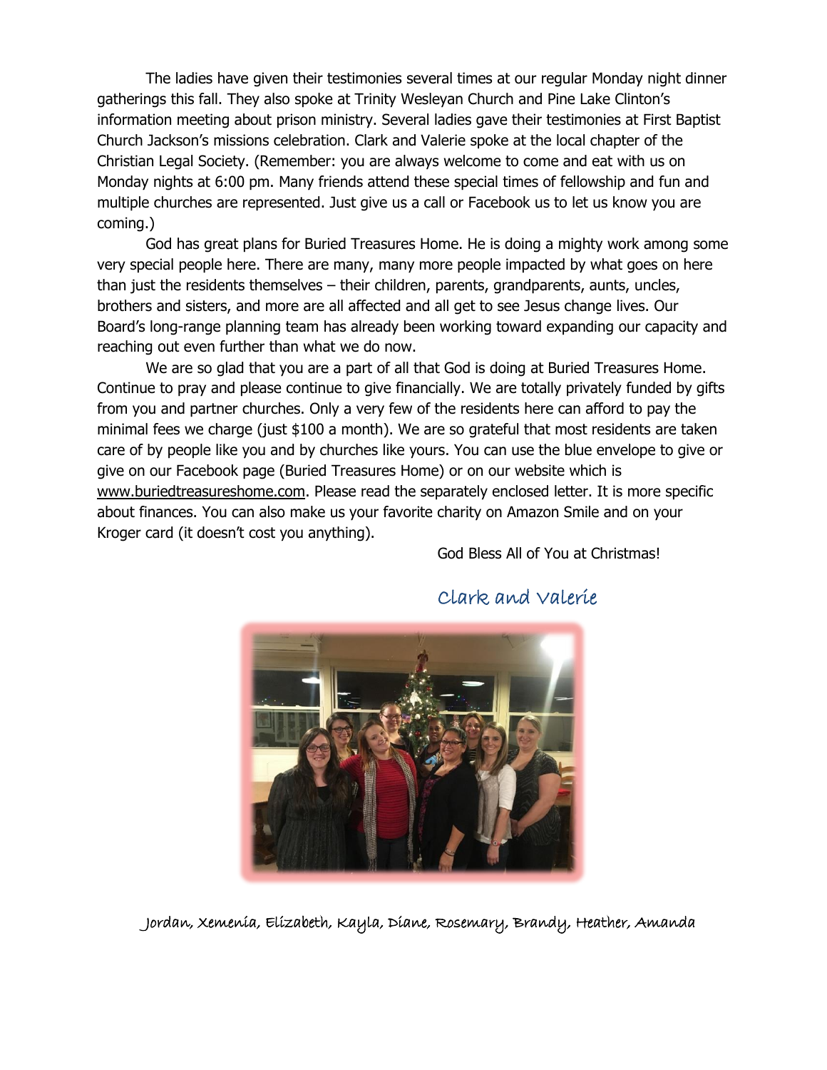The ladies have given their testimonies several times at our regular Monday night dinner gatherings this fall. They also spoke at Trinity Wesleyan Church and Pine Lake Clinton's information meeting about prison ministry. Several ladies gave their testimonies at First Baptist Church Jackson's missions celebration. Clark and Valerie spoke at the local chapter of the Christian Legal Society. (Remember: you are always welcome to come and eat with us on Monday nights at 6:00 pm. Many friends attend these special times of fellowship and fun and multiple churches are represented. Just give us a call or Facebook us to let us know you are coming.)

God has great plans for Buried Treasures Home. He is doing a mighty work among some very special people here. There are many, many more people impacted by what goes on here than just the residents themselves – their children, parents, grandparents, aunts, uncles, brothers and sisters, and more are all affected and all get to see Jesus change lives. Our Board's long-range planning team has already been working toward expanding our capacity and reaching out even further than what we do now.

We are so glad that you are a part of all that God is doing at Buried Treasures Home. Continue to pray and please continue to give financially. We are totally privately funded by gifts from you and partner churches. Only a very few of the residents here can afford to pay the minimal fees we charge (just $100 a month). We are so grateful that most residents are taken care of by people like you and by churches like yours. You can use the blue envelope to give or give on our Facebook page (Buried Treasures Home) or on our website which is www.buriedtreasureshome.com. Please read the separately enclosed letter. It is more specific about finances. You can also make us your favorite charity on Amazon Smile and on your Kroger card (it doesn't cost you anything).

God Bless All of You at Christmas!

*Clark and Valerie*

Jordan, Xemenia, Elizabeth, Kayla, Diane, Rosemary, Brandy, Heather, Amanda